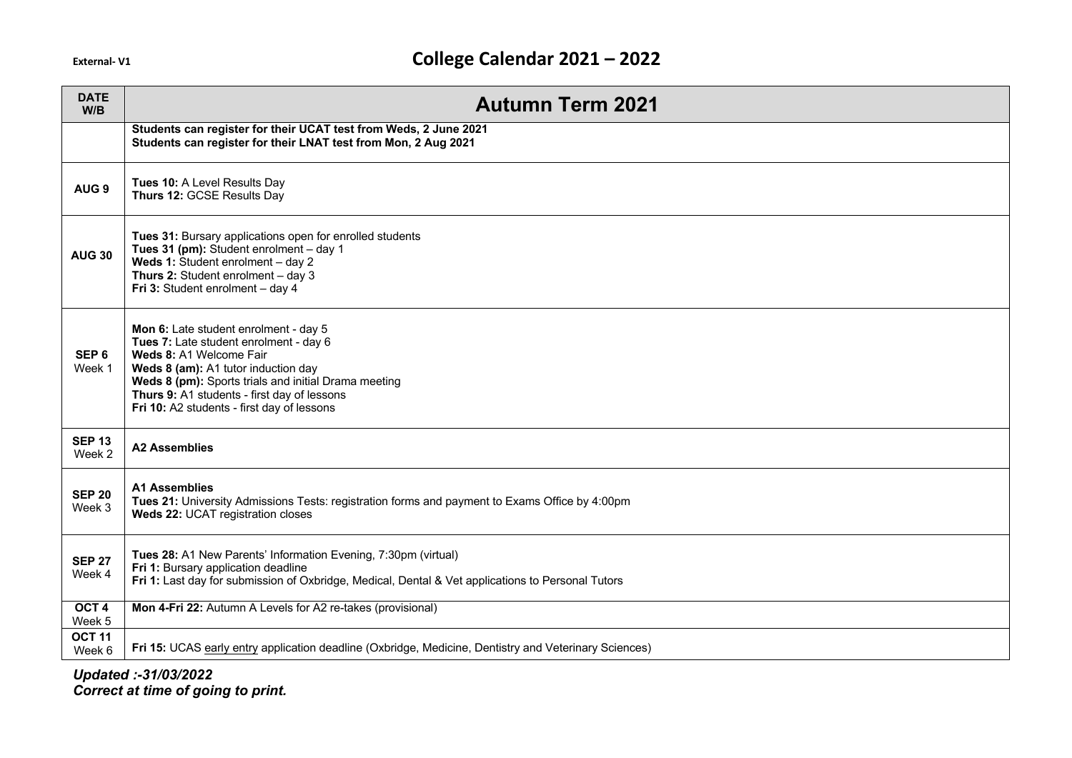External- V1

# College Calendar 2021 – 2022

| DATE W/B | Autumn Term 2021 |
|---|---|
| | **Students can register for their UCAT test from Weds, 2 June 2021**<br>**Students can register for their LNAT test from Mon, 2 Aug 2021** |
| **AUG 9** | **Tues 10:** A Level Results Day<br>**Thurs 12:** GCSE Results Day |
| **AUG 30** | **Tues 31:** Bursary applications open for enrolled students<br>**Tues 31 (pm):** Student enrolment – day 1<br>**Weds 1:** Student enrolment – day 2<br>**Thurs 2:** Student enrolment – day 3<br>**Fri 3:** Student enrolment – day 4 |
| **SEP 6** Week 1 | **Mon 6:** Late student enrolment - day 5<br>**Tues 7:** Late student enrolment - day 6<br>**Weds 8:** A1 Welcome Fair<br>**Weds 8 (am):** A1 tutor induction day<br>**Weds 8 (pm):** Sports trials and initial Drama meeting<br>**Thurs 9:** A1 students - first day of lessons<br>**Fri 10:** A2 students - first day of lessons |
| **SEP 13** Week 2 | **A2 Assemblies** |
| **SEP 20** Week 3 | **A1 Assemblies**<br>**Tues 21:** University Admissions Tests: registration forms and payment to Exams Office by 4:00pm<br>**Weds 22:** UCAT registration closes |
| **SEP 27** Week 4 | **Tues 28:** A1 New Parents' Information Evening, 7:30pm (virtual)<br>**Fri 1:** Bursary application deadline<br>**Fri 1:** Last day for submission of Oxbridge, Medical, Dental & Vet applications to Personal Tutors |
| **OCT 4** Week 5 | **Mon 4-Fri 22:** Autumn A Levels for A2 re-takes (provisional) |
| **OCT 11** Week 6 | **Fri 15:** UCAS early entry application deadline (Oxbridge, Medicine, Dentistry and Veterinary Sciences) |

***Updated :-31/03/2022***
***Correct at time of going to print.***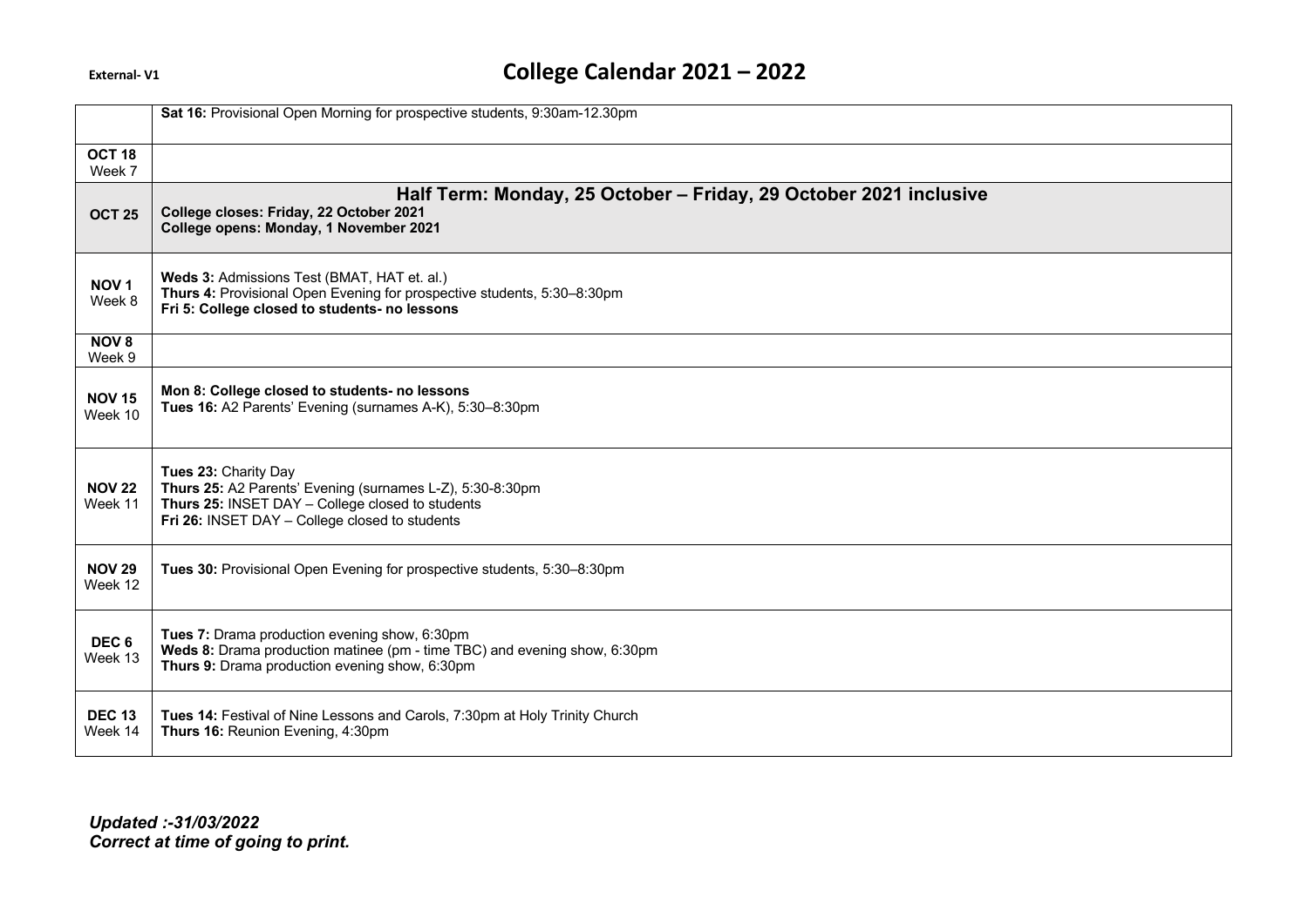# College Calendar 2021 – 2022

External- V1

| | |
|---|---|
| | **Sat 16:** Provisional Open Morning for prospective students, 9:30am-12.30pm |
| **OCT 18** Week 7 | |
| **OCT 25** | **Half Term: Monday, 25 October – Friday, 29 October 2021 inclusive** **College closes: Friday, 22 October 2021** **College opens: Monday, 1 November 2021** |
| **NOV 1** Week 8 | **Weds 3:** Admissions Test (BMAT, HAT et. al.) **Thurs 4:** Provisional Open Evening for prospective students, 5:30–8:30pm **Fri 5: College closed to students- no lessons** |
| **NOV 8** Week 9 | |
| **NOV 15** Week 10 | **Mon 8: College closed to students- no lessons** **Tues 16:** A2 Parents' Evening (surnames A-K), 5:30–8:30pm |
| **NOV 22** Week 11 | **Tues 23:** Charity Day **Thurs 25:** A2 Parents' Evening (surnames L-Z), 5:30-8:30pm **Thurs 25:** INSET DAY – College closed to students **Fri 26:** INSET DAY – College closed to students |
| **NOV 29** Week 12 | **Tues 30:** Provisional Open Evening for prospective students, 5:30–8:30pm |
| **DEC 6** Week 13 | **Tues 7:** Drama production evening show, 6:30pm **Weds 8:** Drama production matinee (pm - time TBC) and evening show, 6:30pm **Thurs 9:** Drama production evening show, 6:30pm |
| **DEC 13** Week 14 | **Tues 14:** Festival of Nine Lessons and Carols, 7:30pm at Holy Trinity Church **Thurs 16:** Reunion Evening, 4:30pm |

***Updated :-31/03/2022***
***Correct at time of going to print.***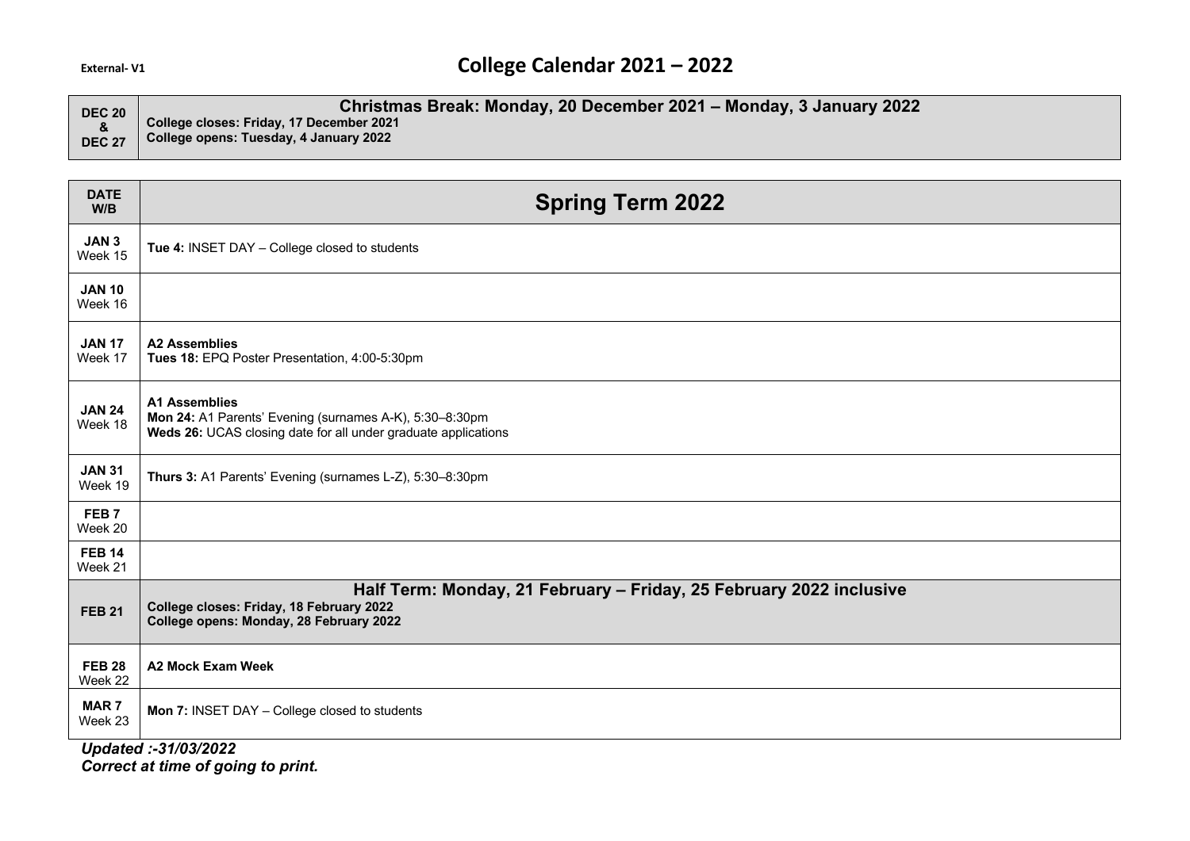External- V1

# College Calendar 2021 – 2022

| DEC 20 & DEC 27 | **Christmas Break: Monday, 20 December 2021 – Monday, 3 January 2022**<br>**College closes: Friday, 17 December 2021**<br>**College opens: Tuesday, 4 January 2022** |
|---|---|

| DATE W/B | Spring Term 2022 |
|---|---|
| **JAN 3** Week 15 | **Tue 4:** INSET DAY – College closed to students |
| **JAN 10** Week 16 | |
| **JAN 17** Week 17 | **A2 Assemblies**<br>**Tues 18:** EPQ Poster Presentation, 4:00-5:30pm |
| **JAN 24** Week 18 | **A1 Assemblies**<br>**Mon 24:** A1 Parents' Evening (surnames A-K), 5:30–8:30pm<br>**Weds 26:** UCAS closing date for all under graduate applications |
| **JAN 31** Week 19 | **Thurs 3:** A1 Parents' Evening (surnames L-Z), 5:30–8:30pm |
| **FEB 7** Week 20 | |
| **FEB 14** Week 21 | |
| **FEB 21** | **Half Term: Monday, 21 February – Friday, 25 February 2022 inclusive**<br>**College closes: Friday, 18 February 2022**<br>**College opens: Monday, 28 February 2022** |
| **FEB 28** Week 22 | **A2 Mock Exam Week** |
| **MAR 7** Week 23 | **Mon 7:** INSET DAY – College closed to students |

***Updated :-31/03/2022***
***Correct at time of going to print.***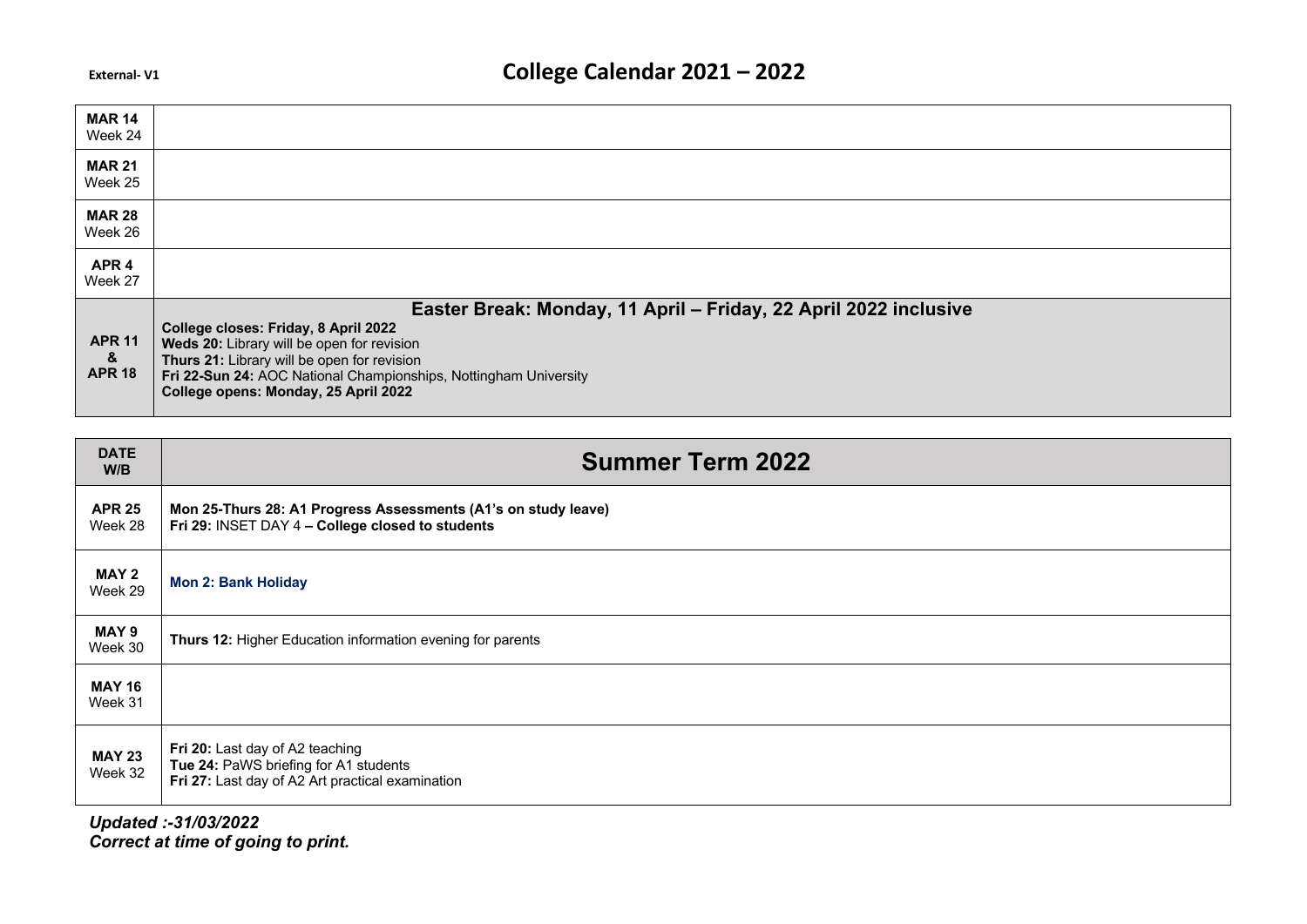External- V1

# College Calendar 2021 – 2022

| | |
|---|---|
| **MAR 14** Week 24 | |
| **MAR 21** Week 25 | |
| **MAR 28** Week 26 | |
| **APR 4** Week 27 | |
| **APR 11 & APR 18** | **Easter Break: Monday, 11 April – Friday, 22 April 2022 inclusive**<br>**College closes: Friday, 8 April 2022**<br>**Weds 20:** Library will be open for revision<br>**Thurs 21:** Library will be open for revision<br>**Fri 22-Sun 24:** AOC National Championships, Nottingham University<br>**College opens: Monday, 25 April 2022** |

| DATE W/B | Summer Term 2022 |
|---|---|
| **APR 25** Week 28 | **Mon 25-Thurs 28: A1 Progress Assessments (A1's on study leave)**<br>**Fri 29:** INSET DAY 4 **– College closed to students** |
| **MAY 2** Week 29 | **Mon 2: Bank Holiday** |
| **MAY 9** Week 30 | **Thurs 12:** Higher Education information evening for parents |
| **MAY 16** Week 31 | |
| **MAY 23** Week 32 | **Fri 20:** Last day of A2 teaching<br>**Tue 24:** PaWS briefing for A1 students<br>**Fri 27:** Last day of A2 Art practical examination |

***Updated :-31/03/2022***
***Correct at time of going to print.***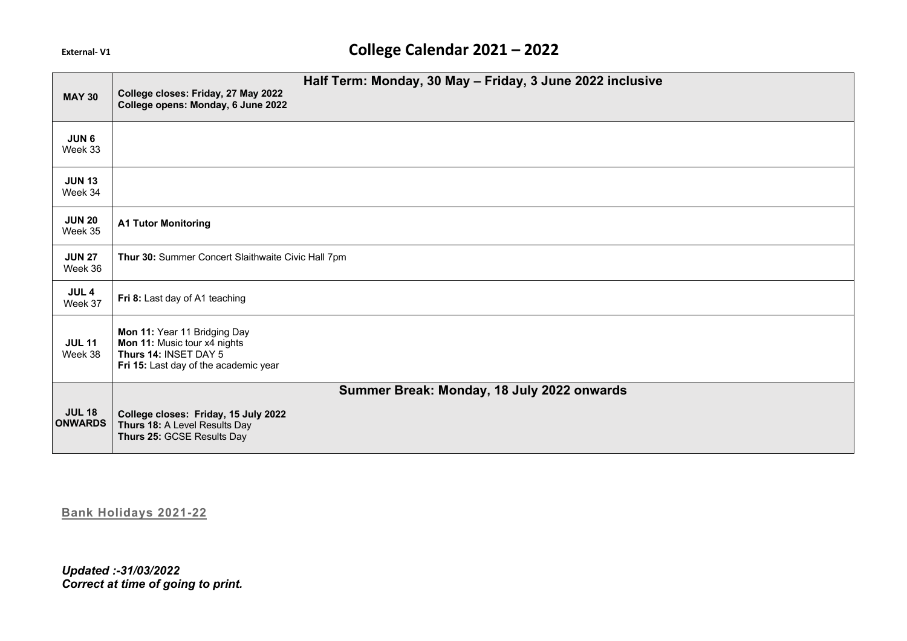External- V1

# College Calendar 2021 – 2022

| | |
|---|---|
| **MAY 30** | **Half Term: Monday, 30 May – Friday, 3 June 2022 inclusive**<br>**College closes: Friday, 27 May 2022**<br>**College opens: Monday, 6 June 2022** |
| **JUN 6**<br>Week 33 | |
| **JUN 13**<br>Week 34 | |
| **JUN 20**<br>Week 35 | **A1 Tutor Monitoring** |
| **JUN 27**<br>Week 36 | **Thur 30:** Summer Concert Slaithwaite Civic Hall 7pm |
| **JUL 4**<br>Week 37 | **Fri 8:** Last day of A1 teaching |
| **JUL 11**<br>Week 38 | **Mon 11:** Year 11 Bridging Day<br>**Mon 11:** Music tour x4 nights<br>**Thurs 14:** INSET DAY 5<br>**Fri 15:** Last day of the academic year |
| **JUL 18 ONWARDS** | **Summer Break: Monday, 18 July 2022 onwards**<br>**College closes: Friday, 15 July 2022**<br>**Thurs 18:** A Level Results Day<br>**Thurs 25:** GCSE Results Day |

**Bank Holidays 2021-22**

***Updated :-31/03/2022***
***Correct at time of going to print.***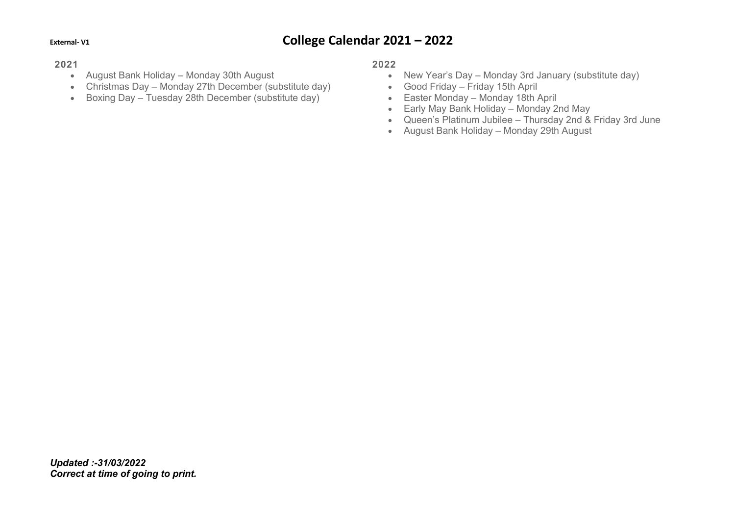External- V1

# College Calendar 2021 – 2022

**2021**

- August Bank Holiday – Monday 30th August
- Christmas Day – Monday 27th December (substitute day)
- Boxing Day – Tuesday 28th December (substitute day)

**2022**

- New Year's Day – Monday 3rd January (substitute day)
- Good Friday – Friday 15th April
- Easter Monday – Monday 18th April
- Early May Bank Holiday – Monday 2nd May
- Queen's Platinum Jubilee – Thursday 2nd & Friday 3rd June
- August Bank Holiday – Monday 29th August

***Updated :-31/03/2022***
***Correct at time of going to print.***